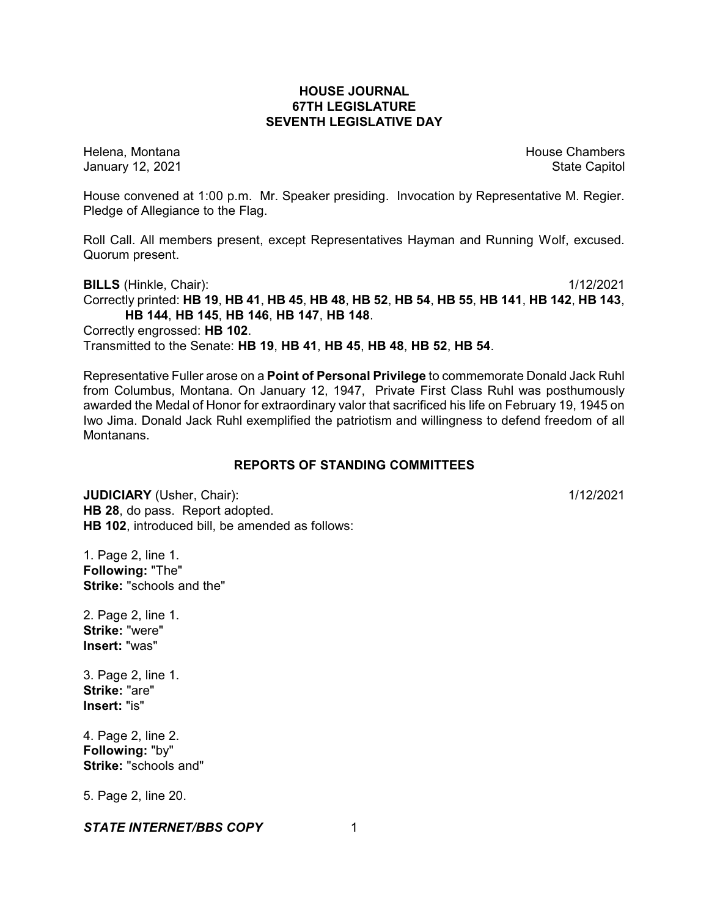# HOUSE JOURNAL
## 67TH LEGISLATURE
## SEVENTH LEGISLATIVE DAY

Helena, Montana
January 12, 2021

House Chambers
State Capitol

House convened at 1:00 p.m. Mr. Speaker presiding. Invocation by Representative M. Regier. Pledge of Allegiance to the Flag.

Roll Call. All members present, except Representatives Hayman and Running Wolf, excused. Quorum present.

**BILLS** (Hinkle, Chair): 1/12/2021

Correctly printed: **HB 19**, **HB 41**, **HB 45**, **HB 48**, **HB 52**, **HB 54**, **HB 55**, **HB 141**, **HB 142**, **HB 143**, **HB 144**, **HB 145**, **HB 146**, **HB 147**, **HB 148**.

Correctly engrossed: **HB 102**.

Transmitted to the Senate: **HB 19**, **HB 41**, **HB 45**, **HB 48**, **HB 52**, **HB 54**.

Representative Fuller arose on a **Point of Personal Privilege** to commemorate Donald Jack Ruhl from Columbus, Montana. On January 12, 1947, Private First Class Ruhl was posthumously awarded the Medal of Honor for extraordinary valor that sacrificed his life on February 19, 1945 on Iwo Jima. Donald Jack Ruhl exemplified the patriotism and willingness to defend freedom of all Montanans.

## REPORTS OF STANDING COMMITTEES

**JUDICIARY** (Usher, Chair): 1/12/2021

**HB 28**, do pass. Report adopted.

**HB 102**, introduced bill, be amended as follows:

1. Page 2, line 1.
**Following:** "The"
**Strike:** "schools and the"

2. Page 2, line 1.
**Strike:** "were"
**Insert:** "was"

3. Page 2, line 1.
**Strike:** "are"
**Insert:** "is"

4. Page 2, line 2.
**Following:** "by"
**Strike:** "schools and"

5. Page 2, line 20.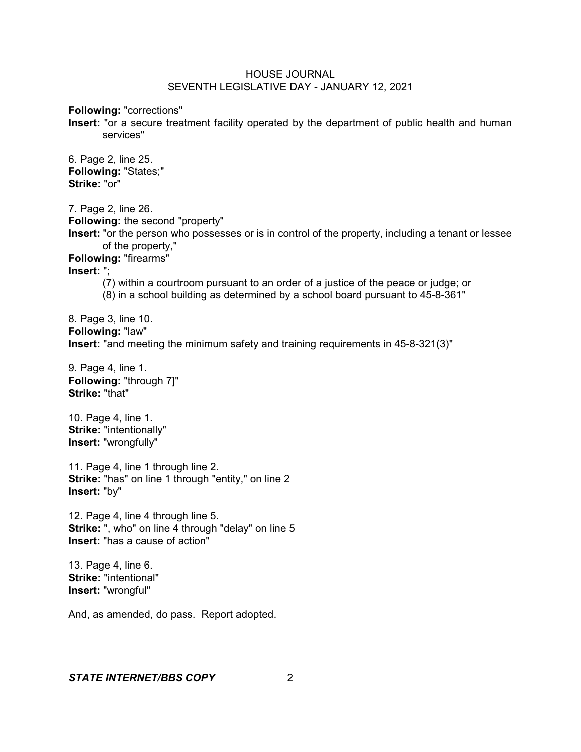**Following:** "corrections"
**Insert:** "or a secure treatment facility operated by the department of public health and human services"

6. Page 2, line 25.
**Following:** "States;"
**Strike:** "or"

7. Page 2, line 26.
**Following:** the second "property"
**Insert:** "or the person who possesses or is in control of the property, including a tenant or lessee of the property,"
**Following:** "firearms"
**Insert:** ";
(7) within a courtroom pursuant to an order of a justice of the peace or judge; or
(8) in a school building as determined by a school board pursuant to 45-8-361"

8. Page 3, line 10.
**Following:** "law"
**Insert:** "and meeting the minimum safety and training requirements in 45-8-321(3)"

9. Page 4, line 1.
**Following:** "through 7]"
**Strike:** "that"

10. Page 4, line 1.
**Strike:** "intentionally"
**Insert:** "wrongfully"

11. Page 4, line 1 through line 2.
**Strike:** "has" on line 1 through "entity," on line 2
**Insert:** "by"

12. Page 4, line 4 through line 5.
**Strike:** ", who" on line 4 through "delay" on line 5
**Insert:** "has a cause of action"

13. Page 4, line 6.
**Strike:** "intentional"
**Insert:** "wrongful"

And, as amended, do pass. Report adopted.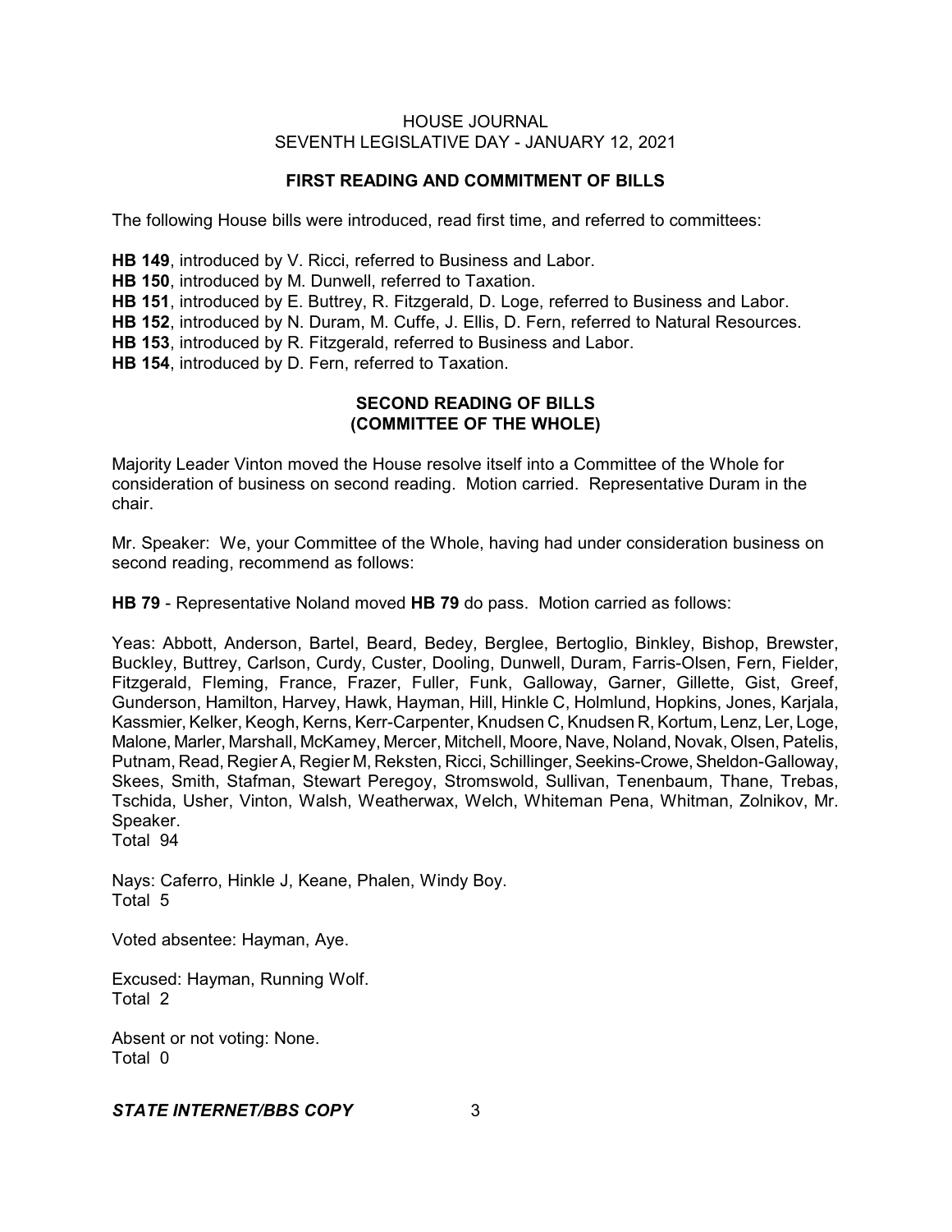## FIRST READING AND COMMITMENT OF BILLS

The following House bills were introduced, read first time, and referred to committees:

**HB 149**, introduced by V. Ricci, referred to Business and Labor.
**HB 150**, introduced by M. Dunwell, referred to Taxation.
**HB 151**, introduced by E. Buttrey, R. Fitzgerald, D. Loge, referred to Business and Labor.
**HB 152**, introduced by N. Duram, M. Cuffe, J. Ellis, D. Fern, referred to Natural Resources.
**HB 153**, introduced by R. Fitzgerald, referred to Business and Labor.
**HB 154**, introduced by D. Fern, referred to Taxation.

## SECOND READING OF BILLS (COMMITTEE OF THE WHOLE)

Majority Leader Vinton moved the House resolve itself into a Committee of the Whole for consideration of business on second reading. Motion carried. Representative Duram in the chair.

Mr. Speaker: We, your Committee of the Whole, having had under consideration business on second reading, recommend as follows:

**HB 79** - Representative Noland moved **HB 79** do pass. Motion carried as follows:

Yeas: Abbott, Anderson, Bartel, Beard, Bedey, Berglee, Bertoglio, Binkley, Bishop, Brewster, Buckley, Buttrey, Carlson, Curdy, Custer, Dooling, Dunwell, Duram, Farris-Olsen, Fern, Fielder, Fitzgerald, Fleming, France, Frazer, Fuller, Funk, Galloway, Garner, Gillette, Gist, Greef, Gunderson, Hamilton, Harvey, Hawk, Hayman, Hill, Hinkle C, Holmlund, Hopkins, Jones, Karjala, Kassmier, Kelker, Keogh, Kerns, Kerr-Carpenter, Knudsen C, Knudsen R, Kortum, Lenz, Ler, Loge, Malone, Marler, Marshall, McKamey, Mercer, Mitchell, Moore, Nave, Noland, Novak, Olsen, Patelis, Putnam, Read, Regier A, Regier M, Reksten, Ricci, Schillinger, Seekins-Crowe, Sheldon-Galloway, Skees, Smith, Stafman, Stewart Peregoy, Stromswold, Sullivan, Tenenbaum, Thane, Trebas, Tschida, Usher, Vinton, Walsh, Weatherwax, Welch, Whiteman Pena, Whitman, Zolnikov, Mr. Speaker.
Total 94

Nays: Caferro, Hinkle J, Keane, Phalen, Windy Boy.
Total 5

Voted absentee: Hayman, Aye.

Excused: Hayman, Running Wolf.
Total 2

Absent or not voting: None.
Total 0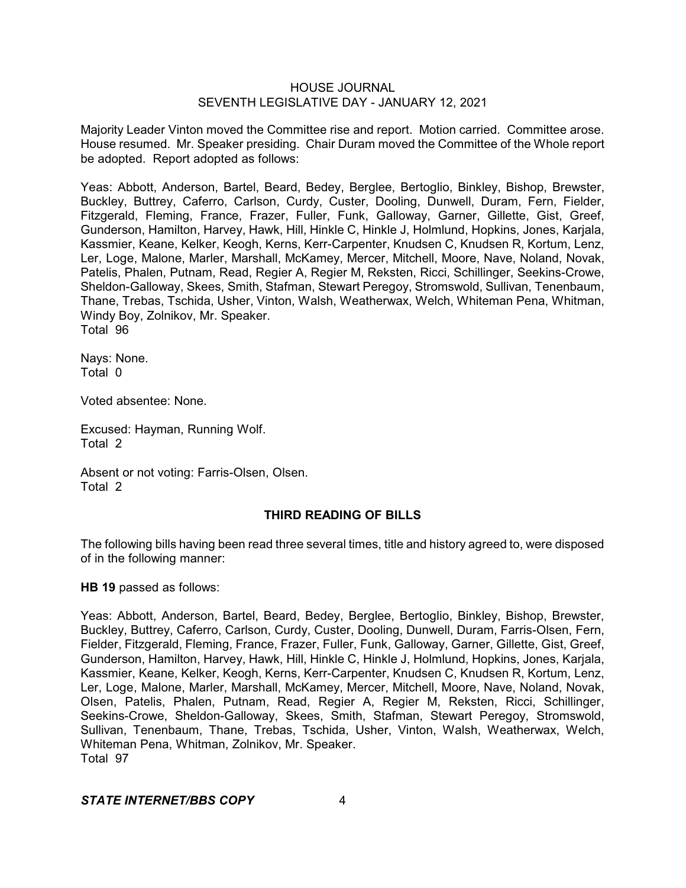Majority Leader Vinton moved the Committee rise and report. Motion carried. Committee arose. House resumed. Mr. Speaker presiding. Chair Duram moved the Committee of the Whole report be adopted. Report adopted as follows:

Yeas: Abbott, Anderson, Bartel, Beard, Bedey, Berglee, Bertoglio, Binkley, Bishop, Brewster, Buckley, Buttrey, Caferro, Carlson, Curdy, Custer, Dooling, Dunwell, Duram, Fern, Fielder, Fitzgerald, Fleming, France, Frazer, Fuller, Funk, Galloway, Garner, Gillette, Gist, Greef, Gunderson, Hamilton, Harvey, Hawk, Hill, Hinkle C, Hinkle J, Holmlund, Hopkins, Jones, Karjala, Kassmier, Keane, Kelker, Keogh, Kerns, Kerr-Carpenter, Knudsen C, Knudsen R, Kortum, Lenz, Ler, Loge, Malone, Marler, Marshall, McKamey, Mercer, Mitchell, Moore, Nave, Noland, Novak, Patelis, Phalen, Putnam, Read, Regier A, Regier M, Reksten, Ricci, Schillinger, Seekins-Crowe, Sheldon-Galloway, Skees, Smith, Stafman, Stewart Peregoy, Stromswold, Sullivan, Tenenbaum, Thane, Trebas, Tschida, Usher, Vinton, Walsh, Weatherwax, Welch, Whiteman Pena, Whitman, Windy Boy, Zolnikov, Mr. Speaker.
Total 96

Nays: None.
Total 0

Voted absentee: None.

Excused: Hayman, Running Wolf.
Total 2

Absent or not voting: Farris-Olsen, Olsen.
Total 2

## THIRD READING OF BILLS

The following bills having been read three several times, title and history agreed to, were disposed of in the following manner:

**HB 19** passed as follows:

Yeas: Abbott, Anderson, Bartel, Beard, Bedey, Berglee, Bertoglio, Binkley, Bishop, Brewster, Buckley, Buttrey, Caferro, Carlson, Curdy, Custer, Dooling, Dunwell, Duram, Farris-Olsen, Fern, Fielder, Fitzgerald, Fleming, France, Frazer, Fuller, Funk, Galloway, Garner, Gillette, Gist, Greef, Gunderson, Hamilton, Harvey, Hawk, Hill, Hinkle C, Hinkle J, Holmlund, Hopkins, Jones, Karjala, Kassmier, Keane, Kelker, Keogh, Kerns, Kerr-Carpenter, Knudsen C, Knudsen R, Kortum, Lenz, Ler, Loge, Malone, Marler, Marshall, McKamey, Mercer, Mitchell, Moore, Nave, Noland, Novak, Olsen, Patelis, Phalen, Putnam, Read, Regier A, Regier M, Reksten, Ricci, Schillinger, Seekins-Crowe, Sheldon-Galloway, Skees, Smith, Stafman, Stewart Peregoy, Stromswold, Sullivan, Tenenbaum, Thane, Trebas, Tschida, Usher, Vinton, Walsh, Weatherwax, Welch, Whiteman Pena, Whitman, Zolnikov, Mr. Speaker.
Total 97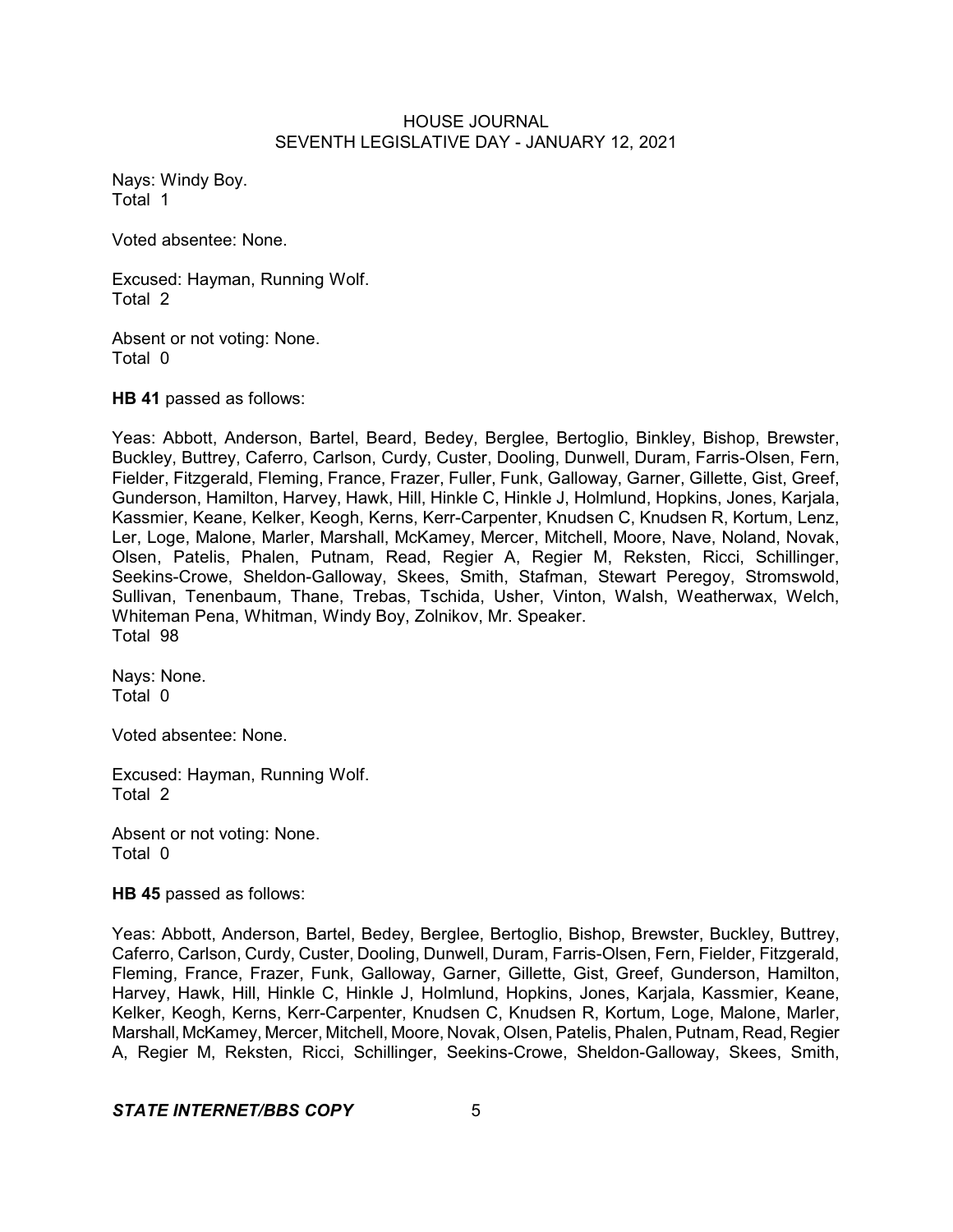Nays: Windy Boy.
Total 1

Voted absentee: None.

Excused: Hayman, Running Wolf.
Total 2

Absent or not voting: None.
Total 0

**HB 41** passed as follows:

Yeas: Abbott, Anderson, Bartel, Beard, Bedey, Berglee, Bertoglio, Binkley, Bishop, Brewster, Buckley, Buttrey, Caferro, Carlson, Curdy, Custer, Dooling, Dunwell, Duram, Farris-Olsen, Fern, Fielder, Fitzgerald, Fleming, France, Frazer, Fuller, Funk, Galloway, Garner, Gillette, Gist, Greef, Gunderson, Hamilton, Harvey, Hawk, Hill, Hinkle C, Hinkle J, Holmlund, Hopkins, Jones, Karjala, Kassmier, Keane, Kelker, Keogh, Kerns, Kerr-Carpenter, Knudsen C, Knudsen R, Kortum, Lenz, Ler, Loge, Malone, Marler, Marshall, McKamey, Mercer, Mitchell, Moore, Nave, Noland, Novak, Olsen, Patelis, Phalen, Putnam, Read, Regier A, Regier M, Reksten, Ricci, Schillinger, Seekins-Crowe, Sheldon-Galloway, Skees, Smith, Stafman, Stewart Peregoy, Stromswold, Sullivan, Tenenbaum, Thane, Trebas, Tschida, Usher, Vinton, Walsh, Weatherwax, Welch, Whiteman Pena, Whitman, Windy Boy, Zolnikov, Mr. Speaker.
Total 98

Nays: None.
Total 0

Voted absentee: None.

Excused: Hayman, Running Wolf.
Total 2

Absent or not voting: None.
Total 0

**HB 45** passed as follows:

Yeas: Abbott, Anderson, Bartel, Bedey, Berglee, Bertoglio, Bishop, Brewster, Buckley, Buttrey, Caferro, Carlson, Curdy, Custer, Dooling, Dunwell, Duram, Farris-Olsen, Fern, Fielder, Fitzgerald, Fleming, France, Frazer, Funk, Galloway, Garner, Gillette, Gist, Greef, Gunderson, Hamilton, Harvey, Hawk, Hill, Hinkle C, Hinkle J, Holmlund, Hopkins, Jones, Karjala, Kassmier, Keane, Kelker, Keogh, Kerns, Kerr-Carpenter, Knudsen C, Knudsen R, Kortum, Loge, Malone, Marler, Marshall, McKamey, Mercer, Mitchell, Moore, Novak, Olsen, Patelis, Phalen, Putnam, Read, Regier A, Regier M, Reksten, Ricci, Schillinger, Seekins-Crowe, Sheldon-Galloway, Skees, Smith,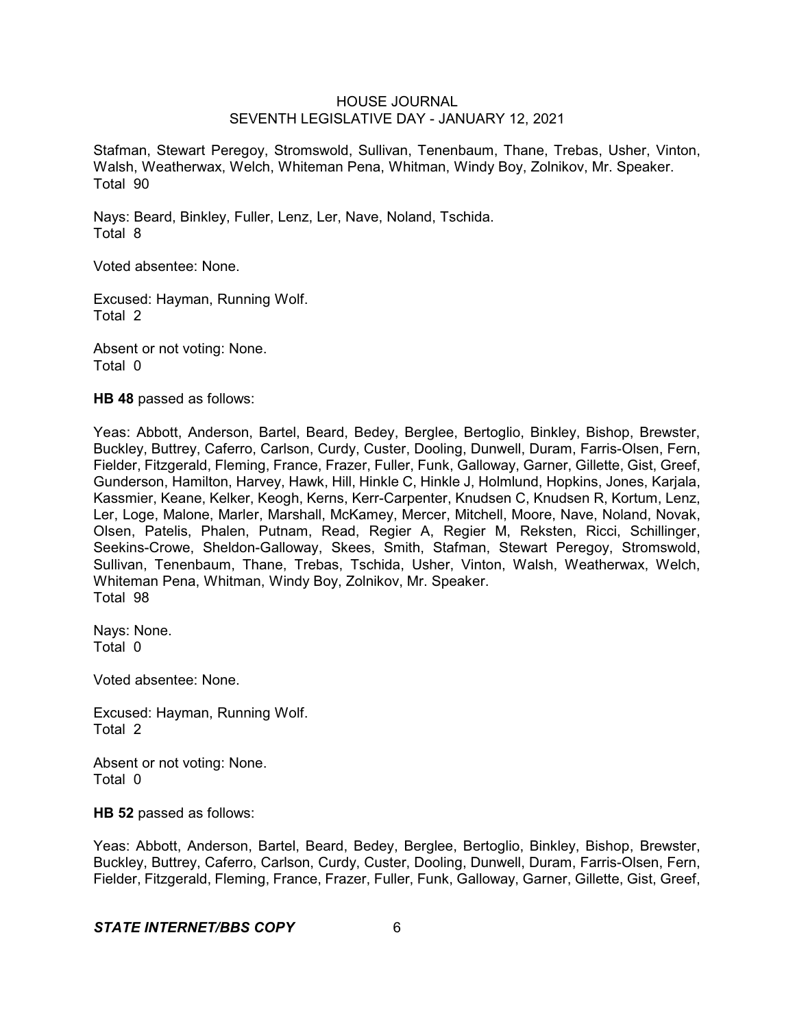Stafman, Stewart Peregoy, Stromswold, Sullivan, Tenenbaum, Thane, Trebas, Usher, Vinton, Walsh, Weatherwax, Welch, Whiteman Pena, Whitman, Windy Boy, Zolnikov, Mr. Speaker.
Total 90

Nays: Beard, Binkley, Fuller, Lenz, Ler, Nave, Noland, Tschida.
Total 8

Voted absentee: None.

Excused: Hayman, Running Wolf.
Total 2

Absent or not voting: None.
Total 0

**HB 48** passed as follows:

Yeas: Abbott, Anderson, Bartel, Beard, Bedey, Berglee, Bertoglio, Binkley, Bishop, Brewster, Buckley, Buttrey, Caferro, Carlson, Curdy, Custer, Dooling, Dunwell, Duram, Farris-Olsen, Fern, Fielder, Fitzgerald, Fleming, France, Frazer, Fuller, Funk, Galloway, Garner, Gillette, Gist, Greef, Gunderson, Hamilton, Harvey, Hawk, Hill, Hinkle C, Hinkle J, Holmlund, Hopkins, Jones, Karjala, Kassmier, Keane, Kelker, Keogh, Kerns, Kerr-Carpenter, Knudsen C, Knudsen R, Kortum, Lenz, Ler, Loge, Malone, Marler, Marshall, McKamey, Mercer, Mitchell, Moore, Nave, Noland, Novak, Olsen, Patelis, Phalen, Putnam, Read, Regier A, Regier M, Reksten, Ricci, Schillinger, Seekins-Crowe, Sheldon-Galloway, Skees, Smith, Stafman, Stewart Peregoy, Stromswold, Sullivan, Tenenbaum, Thane, Trebas, Tschida, Usher, Vinton, Walsh, Weatherwax, Welch, Whiteman Pena, Whitman, Windy Boy, Zolnikov, Mr. Speaker.
Total 98

Nays: None.
Total 0

Voted absentee: None.

Excused: Hayman, Running Wolf.
Total 2

Absent or not voting: None.
Total 0

**HB 52** passed as follows:

Yeas: Abbott, Anderson, Bartel, Beard, Bedey, Berglee, Bertoglio, Binkley, Bishop, Brewster, Buckley, Buttrey, Caferro, Carlson, Curdy, Custer, Dooling, Dunwell, Duram, Farris-Olsen, Fern, Fielder, Fitzgerald, Fleming, France, Frazer, Fuller, Funk, Galloway, Garner, Gillette, Gist, Greef,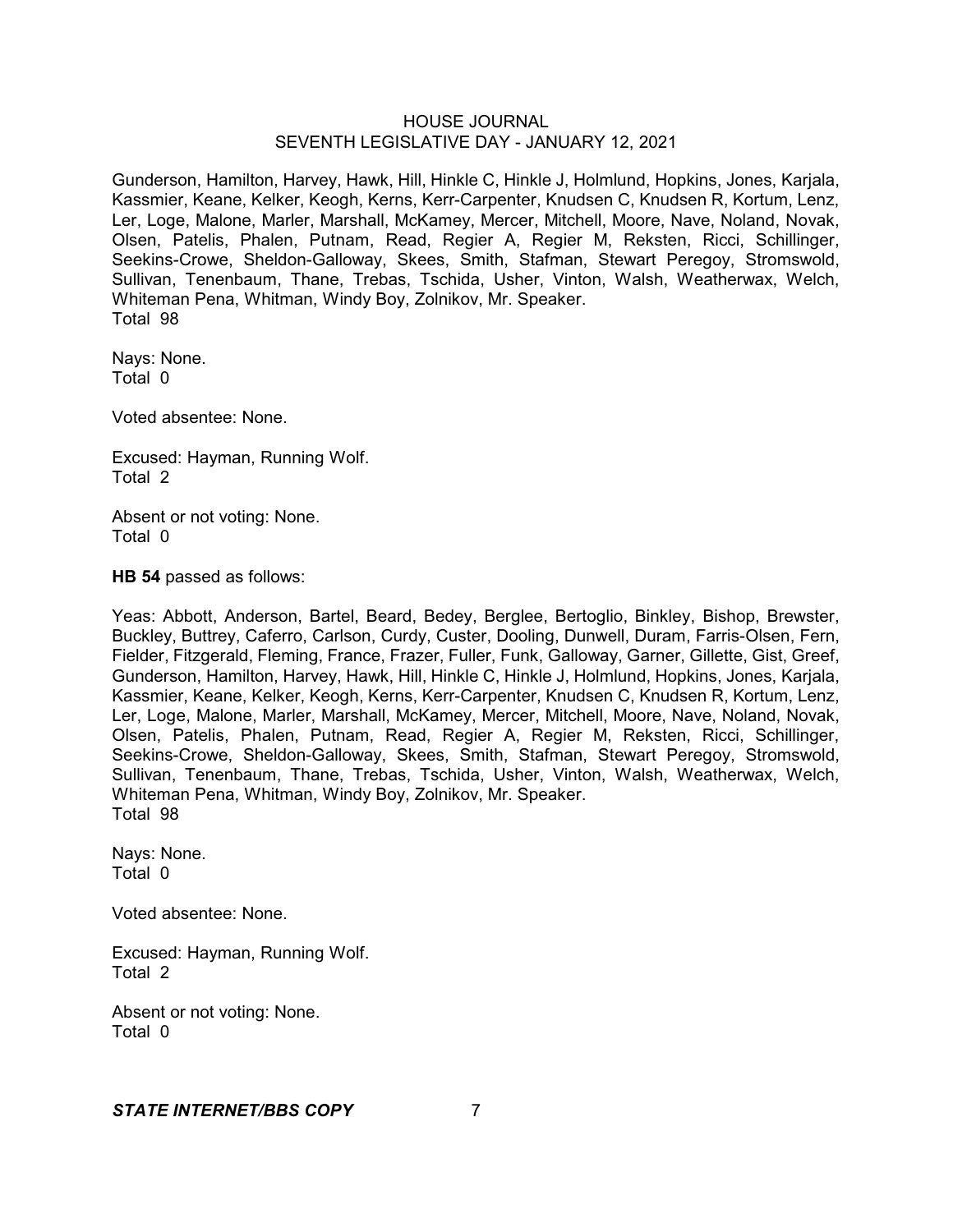Gunderson, Hamilton, Harvey, Hawk, Hill, Hinkle C, Hinkle J, Holmlund, Hopkins, Jones, Karjala, Kassmier, Keane, Kelker, Keogh, Kerns, Kerr-Carpenter, Knudsen C, Knudsen R, Kortum, Lenz, Ler, Loge, Malone, Marler, Marshall, McKamey, Mercer, Mitchell, Moore, Nave, Noland, Novak, Olsen, Patelis, Phalen, Putnam, Read, Regier A, Regier M, Reksten, Ricci, Schillinger, Seekins-Crowe, Sheldon-Galloway, Skees, Smith, Stafman, Stewart Peregoy, Stromswold, Sullivan, Tenenbaum, Thane, Trebas, Tschida, Usher, Vinton, Walsh, Weatherwax, Welch, Whiteman Pena, Whitman, Windy Boy, Zolnikov, Mr. Speaker.
Total 98

Nays: None.
Total 0

Voted absentee: None.

Excused: Hayman, Running Wolf.
Total 2

Absent or not voting: None.
Total 0

**HB 54** passed as follows:

Yeas: Abbott, Anderson, Bartel, Beard, Bedey, Berglee, Bertoglio, Binkley, Bishop, Brewster, Buckley, Buttrey, Caferro, Carlson, Curdy, Custer, Dooling, Dunwell, Duram, Farris-Olsen, Fern, Fielder, Fitzgerald, Fleming, France, Frazer, Fuller, Funk, Galloway, Garner, Gillette, Gist, Greef, Gunderson, Hamilton, Harvey, Hawk, Hill, Hinkle C, Hinkle J, Holmlund, Hopkins, Jones, Karjala, Kassmier, Keane, Kelker, Keogh, Kerns, Kerr-Carpenter, Knudsen C, Knudsen R, Kortum, Lenz, Ler, Loge, Malone, Marler, Marshall, McKamey, Mercer, Mitchell, Moore, Nave, Noland, Novak, Olsen, Patelis, Phalen, Putnam, Read, Regier A, Regier M, Reksten, Ricci, Schillinger, Seekins-Crowe, Sheldon-Galloway, Skees, Smith, Stafman, Stewart Peregoy, Stromswold, Sullivan, Tenenbaum, Thane, Trebas, Tschida, Usher, Vinton, Walsh, Weatherwax, Welch, Whiteman Pena, Whitman, Windy Boy, Zolnikov, Mr. Speaker.
Total 98

Nays: None.
Total 0

Voted absentee: None.

Excused: Hayman, Running Wolf.
Total 2

Absent or not voting: None.
Total 0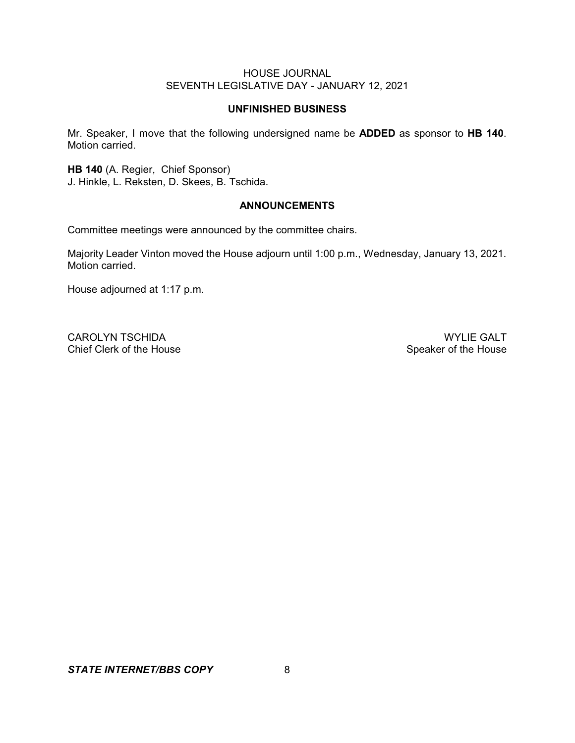## UNFINISHED BUSINESS

Mr. Speaker, I move that the following undersigned name be **ADDED** as sponsor to **HB 140**. Motion carried.

**HB 140** (A. Regier, Chief Sponsor)
J. Hinkle, L. Reksten, D. Skees, B. Tschida.

## ANNOUNCEMENTS

Committee meetings were announced by the committee chairs.

Majority Leader Vinton moved the House adjourn until 1:00 p.m., Wednesday, January 13, 2021. Motion carried.

House adjourned at 1:17 p.m.

CAROLYN TSCHIDA
Chief Clerk of the House

WYLIE GALT
Speaker of the House